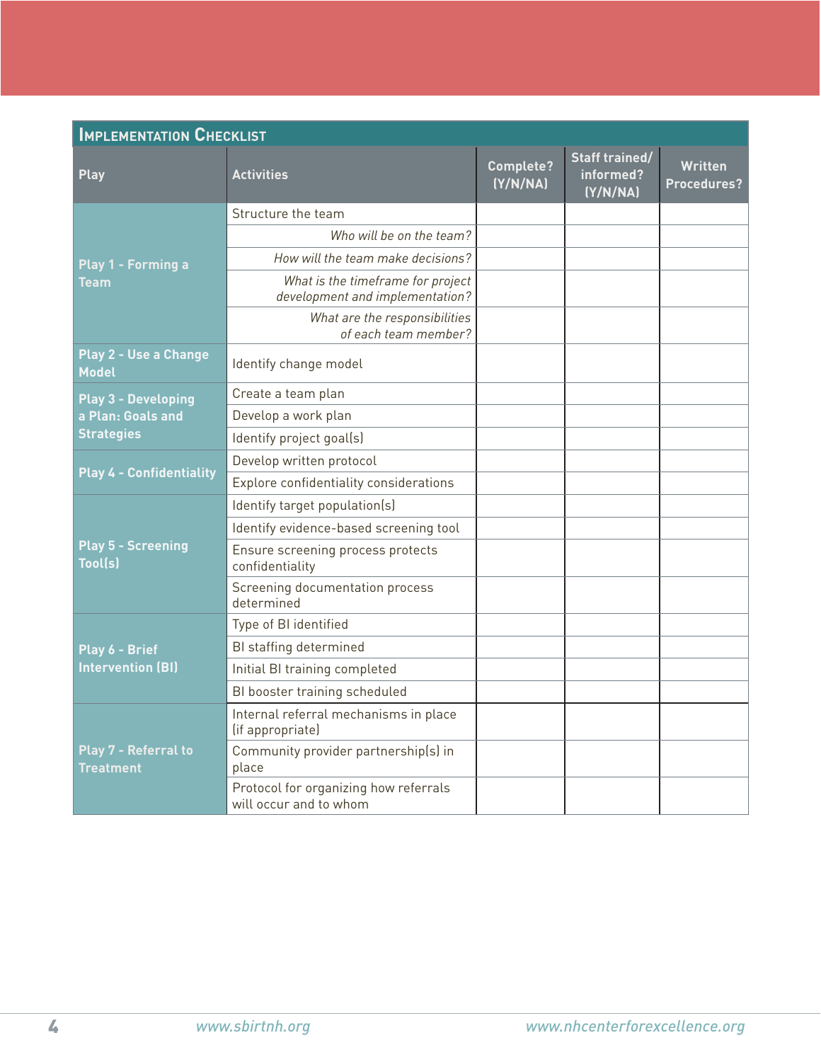## Implementation Checklist

| Play | Activities | Complete? (Y/N/NA) | Staff trained/ informed? (Y/N/NA) | Written Procedures? |
|---|---|---|---|---|
| Play 1 - Forming a Team | Structure the team | | | |
| | *Who will be on the team?* | | | |
| | *How will the team make decisions?* | | | |
| | *What is the timeframe for project development and implementation?* | | | |
| | *What are the responsibilities of each team member?* | | | |
| Play 2 - Use a Change Model | Identify change model | | | |
| Play 3 - Developing a Plan: Goals and Strategies | Create a team plan | | | |
| | Develop a work plan | | | |
| | Identify project goal(s) | | | |
| Play 4 - Confidentiality | Develop written protocol | | | |
| | Explore confidentiality considerations | | | |
| Play 5 - Screening Tool(s) | Identify target population(s) | | | |
| | Identify evidence-based screening tool | | | |
| | Ensure screening process protects confidentiality | | | |
| | Screening documentation process determined | | | |
| Play 6 - Brief Intervention (BI) | Type of BI identified | | | |
| | BI staffing determined | | | |
| | Initial BI training completed | | | |
| | BI booster training scheduled | | | |
| Play 7 - Referral to Treatment | Internal referral mechanisms in place (if appropriate) | | | |
| | Community provider partnership(s) in place | | | |
| | Protocol for organizing how referrals will occur and to whom | | | |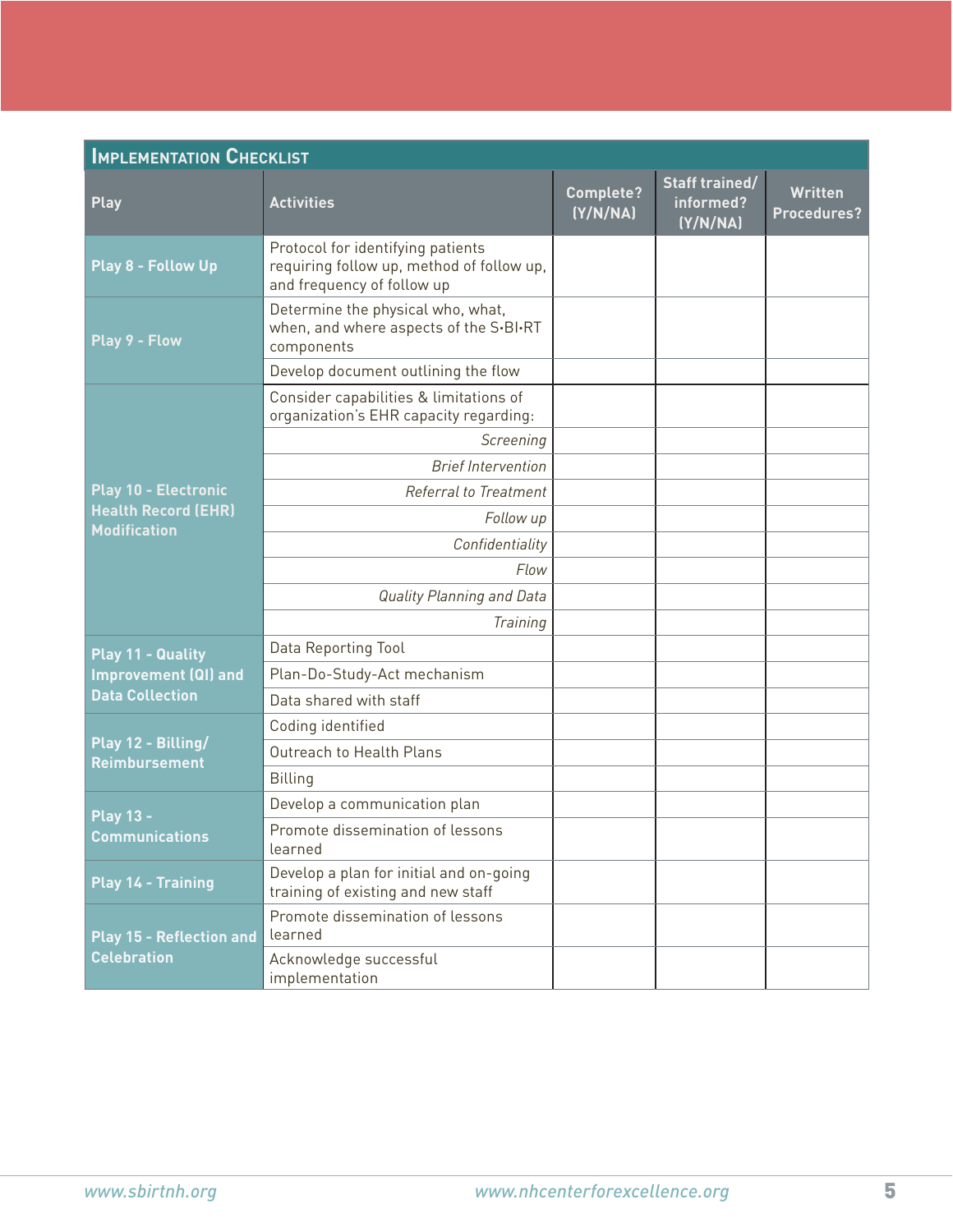## Implementation Checklist

| Play | Activities | Complete? (Y/N/NA) | Staff trained/ informed? (Y/N/NA) | Written Procedures? |
|---|---|---|---|---|
| **Play 8 - Follow Up** | Protocol for identifying patients requiring follow up, method of follow up, and frequency of follow up | | | |
| **Play 9 - Flow** | Determine the physical who, what, when, and where aspects of the S•BI•RT components | | | |
| | Develop document outlining the flow | | | |
| **Play 10 - Electronic Health Record (EHR) Modification** | Consider capabilities & limitations of organization's EHR capacity regarding: | | | |
| | *Screening* | | | |
| | *Brief Intervention* | | | |
| | *Referral to Treatment* | | | |
| | *Follow up* | | | |
| | *Confidentiality* | | | |
| | *Flow* | | | |
| | *Quality Planning and Data* | | | |
| | *Training* | | | |
| **Play 11 - Quality Improvement (QI) and Data Collection** | Data Reporting Tool | | | |
| | Plan-Do-Study-Act mechanism | | | |
| | Data shared with staff | | | |
| **Play 12 - Billing/ Reimbursement** | Coding identified | | | |
| | Outreach to Health Plans | | | |
| | Billing | | | |
| **Play 13 - Communications** | Develop a communication plan | | | |
| | Promote dissemination of lessons learned | | | |
| **Play 14 - Training** | Develop a plan for initial and on-going training of existing and new staff | | | |
| **Play 15 - Reflection and Celebration** | Promote dissemination of lessons learned | | | |
| | Acknowledge successful implementation | | | |

www.sbirtnh.org www.nhcenterforexcellence.org